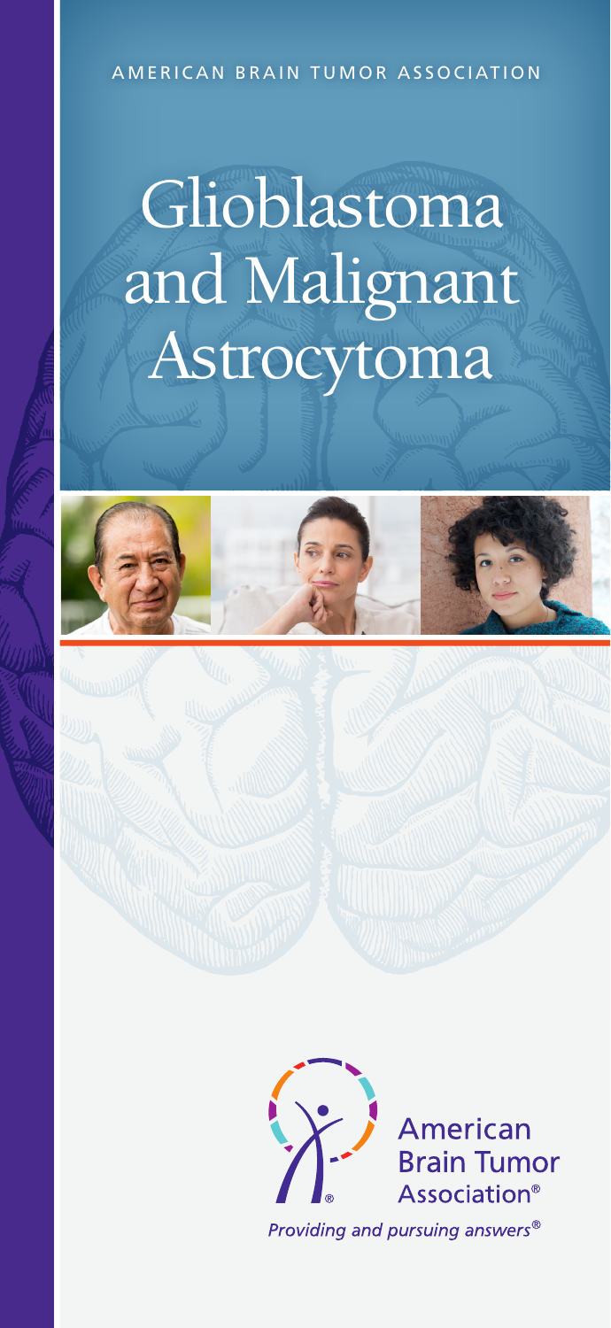AMERICAN BRAIN TUMOR ASSOCIATION

# Glioblastoma and Malignant Astrocytoma

American Brain Tumor Association®

*Providing and pursuing answers®*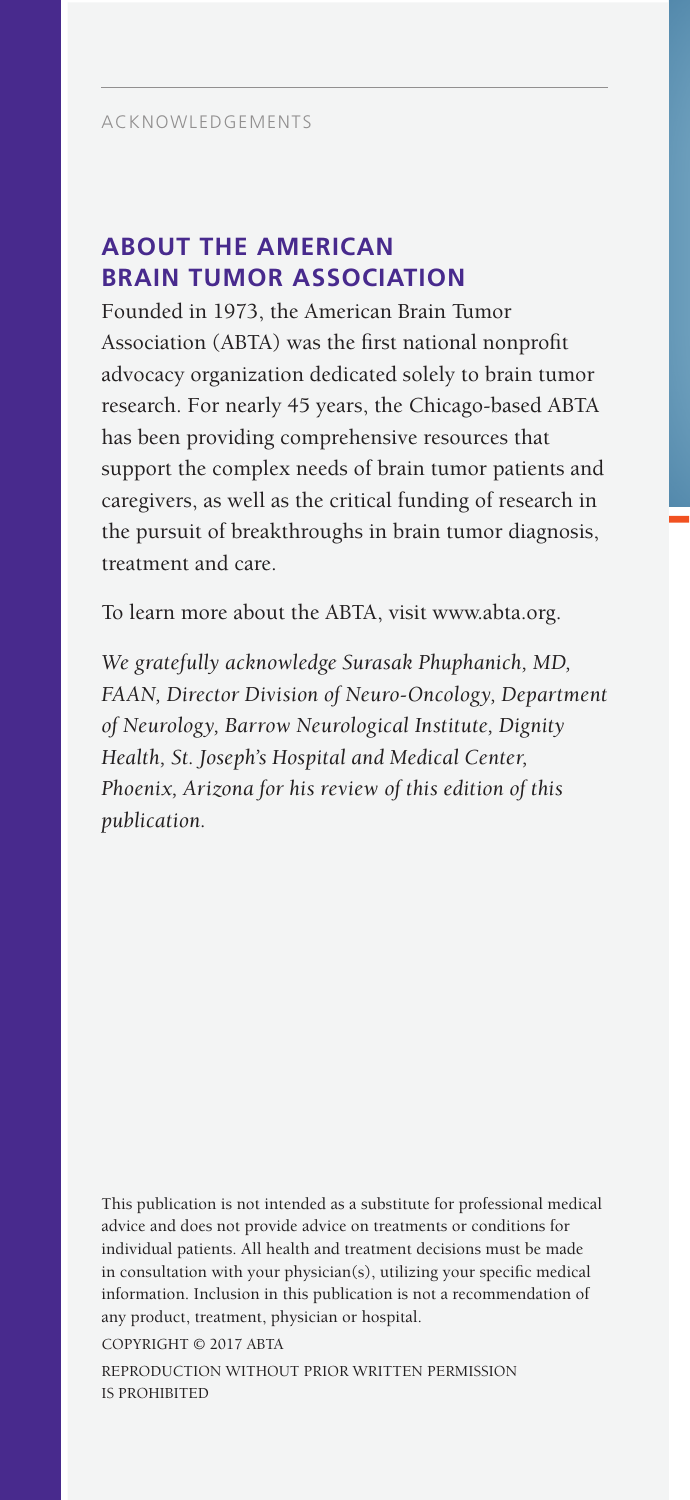ACKNOWLEDGEMENTS

## ABOUT THE AMERICAN BRAIN TUMOR ASSOCIATION

Founded in 1973, the American Brain Tumor Association (ABTA) was the first national nonprofit advocacy organization dedicated solely to brain tumor research. For nearly 45 years, the Chicago-based ABTA has been providing comprehensive resources that support the complex needs of brain tumor patients and caregivers, as well as the critical funding of research in the pursuit of breakthroughs in brain tumor diagnosis, treatment and care.

To learn more about the ABTA, visit www.abta.org.

*We gratefully acknowledge Surasak Phuphanich, MD, FAAN, Director Division of Neuro-Oncology, Department of Neurology, Barrow Neurological Institute, Dignity Health, St. Joseph's Hospital and Medical Center, Phoenix, Arizona for his review of this edition of this publication.*

This publication is not intended as a substitute for professional medical advice and does not provide advice on treatments or conditions for individual patients. All health and treatment decisions must be made in consultation with your physician(s), utilizing your specific medical information. Inclusion in this publication is not a recommendation of any product, treatment, physician or hospital.

COPYRIGHT © 2017 ABTA

REPRODUCTION WITHOUT PRIOR WRITTEN PERMISSION IS PROHIBITED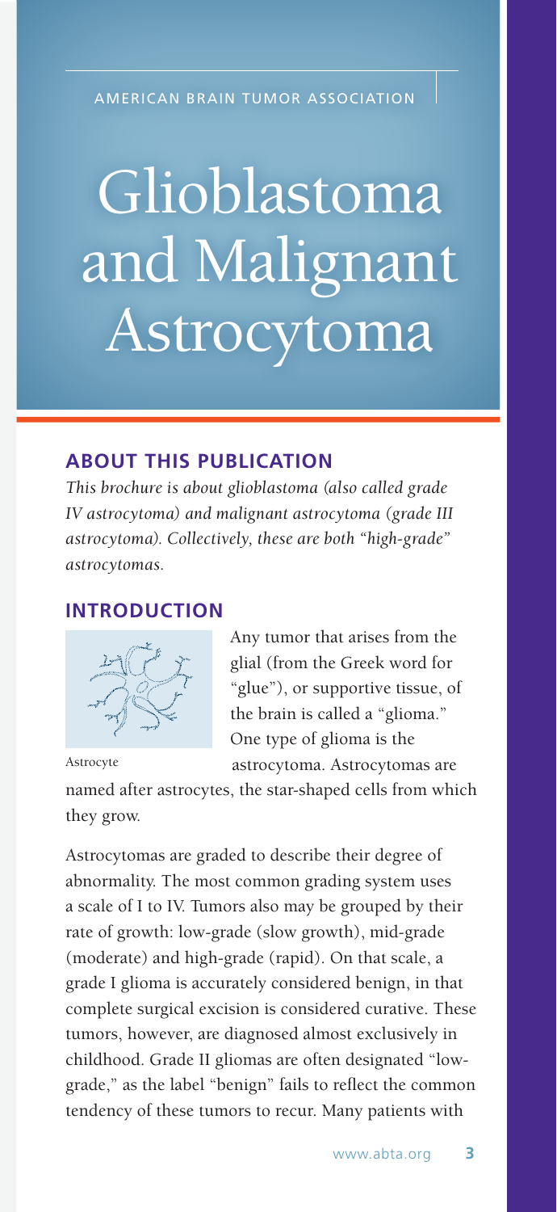AMERICAN BRAIN TUMOR ASSOCIATION

# Glioblastoma and Malignant Astrocytoma

## ABOUT THIS PUBLICATION

*This brochure is about glioblastoma (also called grade IV astrocytoma) and malignant astrocytoma (grade III astrocytoma). Collectively, these are both "high-grade" astrocytomas.*

## INTRODUCTION

Astrocyte

Any tumor that arises from the glial (from the Greek word for "glue"), or supportive tissue, of the brain is called a "glioma." One type of glioma is the astrocytoma. Astrocytomas are named after astrocytes, the star-shaped cells from which they grow.

Astrocytomas are graded to describe their degree of abnormality. The most common grading system uses a scale of I to IV. Tumors also may be grouped by their rate of growth: low-grade (slow growth), mid-grade (moderate) and high-grade (rapid). On that scale, a grade I glioma is accurately considered benign, in that complete surgical excision is considered curative. These tumors, however, are diagnosed almost exclusively in childhood. Grade II gliomas are often designated "low-grade," as the label "benign" fails to reflect the common tendency of these tumors to recur. Many patients with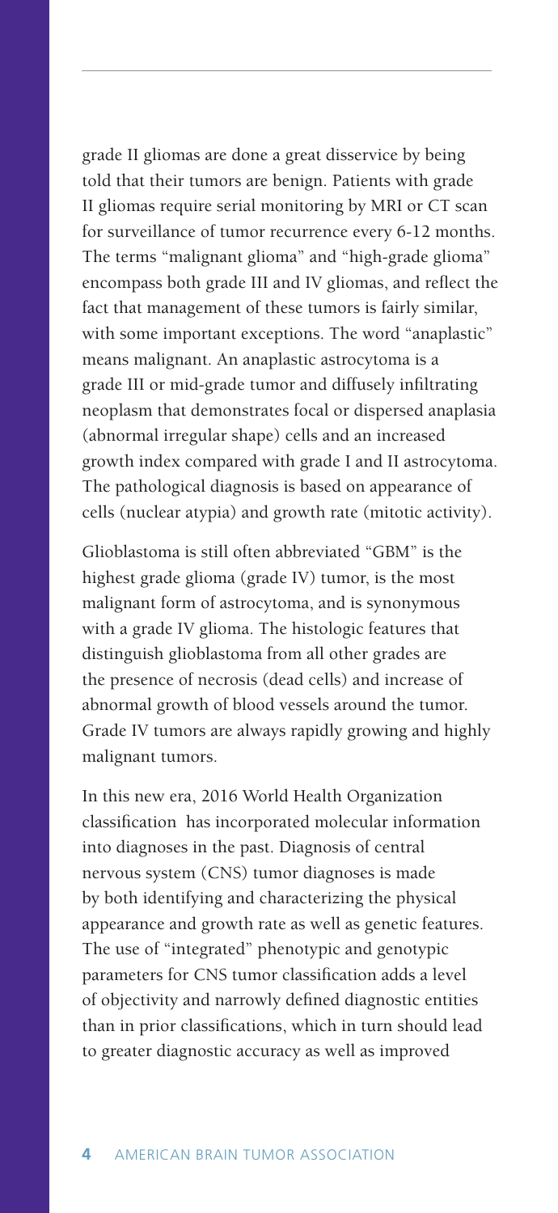grade II gliomas are done a great disservice by being told that their tumors are benign. Patients with grade II gliomas require serial monitoring by MRI or CT scan for surveillance of tumor recurrence every 6-12 months. The terms "malignant glioma" and "high-grade glioma" encompass both grade III and IV gliomas, and reflect the fact that management of these tumors is fairly similar, with some important exceptions. The word "anaplastic" means malignant. An anaplastic astrocytoma is a grade III or mid-grade tumor and diffusely infiltrating neoplasm that demonstrates focal or dispersed anaplasia (abnormal irregular shape) cells and an increased growth index compared with grade I and II astrocytoma. The pathological diagnosis is based on appearance of cells (nuclear atypia) and growth rate (mitotic activity).

Glioblastoma is still often abbreviated "GBM" is the highest grade glioma (grade IV) tumor, is the most malignant form of astrocytoma, and is synonymous with a grade IV glioma. The histologic features that distinguish glioblastoma from all other grades are the presence of necrosis (dead cells) and increase of abnormal growth of blood vessels around the tumor. Grade IV tumors are always rapidly growing and highly malignant tumors.

In this new era, 2016 World Health Organization classification has incorporated molecular information into diagnoses in the past. Diagnosis of central nervous system (CNS) tumor diagnoses is made by both identifying and characterizing the physical appearance and growth rate as well as genetic features. The use of "integrated" phenotypic and genotypic parameters for CNS tumor classification adds a level of objectivity and narrowly defined diagnostic entities than in prior classifications, which in turn should lead to greater diagnostic accuracy as well as improved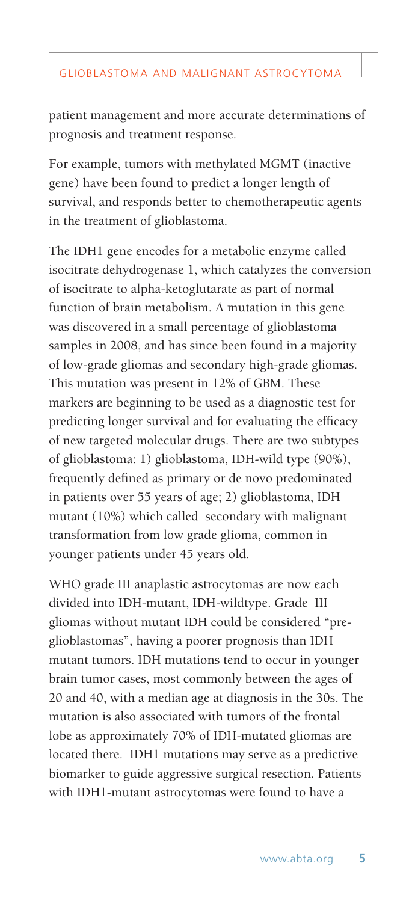patient management and more accurate determinations of prognosis and treatment response.

For example, tumors with methylated MGMT (inactive gene) have been found to predict a longer length of survival, and responds better to chemotherapeutic agents in the treatment of glioblastoma.

The IDH1 gene encodes for a metabolic enzyme called isocitrate dehydrogenase 1, which catalyzes the conversion of isocitrate to alpha-ketoglutarate as part of normal function of brain metabolism. A mutation in this gene was discovered in a small percentage of glioblastoma samples in 2008, and has since been found in a majority of low-grade gliomas and secondary high-grade gliomas. This mutation was present in 12% of GBM. These markers are beginning to be used as a diagnostic test for predicting longer survival and for evaluating the efficacy of new targeted molecular drugs. There are two subtypes of glioblastoma: 1) glioblastoma, IDH-wild type (90%), frequently defined as primary or de novo predominated in patients over 55 years of age; 2) glioblastoma, IDH mutant (10%) which called secondary with malignant transformation from low grade glioma, common in younger patients under 45 years old.

WHO grade III anaplastic astrocytomas are now each divided into IDH-mutant, IDH-wildtype. Grade III gliomas without mutant IDH could be considered "pre-glioblastomas", having a poorer prognosis than IDH mutant tumors. IDH mutations tend to occur in younger brain tumor cases, most commonly between the ages of 20 and 40, with a median age at diagnosis in the 30s. The mutation is also associated with tumors of the frontal lobe as approximately 70% of IDH-mutated gliomas are located there. IDH1 mutations may serve as a predictive biomarker to guide aggressive surgical resection. Patients with IDH1-mutant astrocytomas were found to have a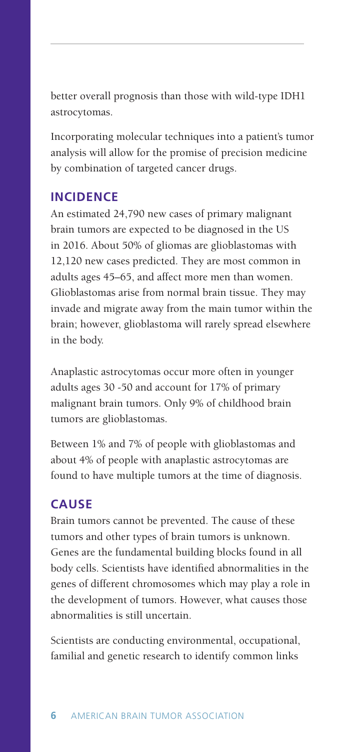better overall prognosis than those with wild-type IDH1 astrocytomas.

Incorporating molecular techniques into a patient's tumor analysis will allow for the promise of precision medicine by combination of targeted cancer drugs.

## INCIDENCE

An estimated 24,790 new cases of primary malignant brain tumors are expected to be diagnosed in the US in 2016. About 50% of gliomas are glioblastomas with 12,120 new cases predicted. They are most common in adults ages 45–65, and affect more men than women. Glioblastomas arise from normal brain tissue. They may invade and migrate away from the main tumor within the brain; however, glioblastoma will rarely spread elsewhere in the body.

Anaplastic astrocytomas occur more often in younger adults ages 30 -50 and account for 17% of primary malignant brain tumors. Only 9% of childhood brain tumors are glioblastomas.

Between 1% and 7% of people with glioblastomas and about 4% of people with anaplastic astrocytomas are found to have multiple tumors at the time of diagnosis.

## CAUSE

Brain tumors cannot be prevented. The cause of these tumors and other types of brain tumors is unknown. Genes are the fundamental building blocks found in all body cells. Scientists have identified abnormalities in the genes of different chromosomes which may play a role in the development of tumors. However, what causes those abnormalities is still uncertain.

Scientists are conducting environmental, occupational, familial and genetic research to identify common links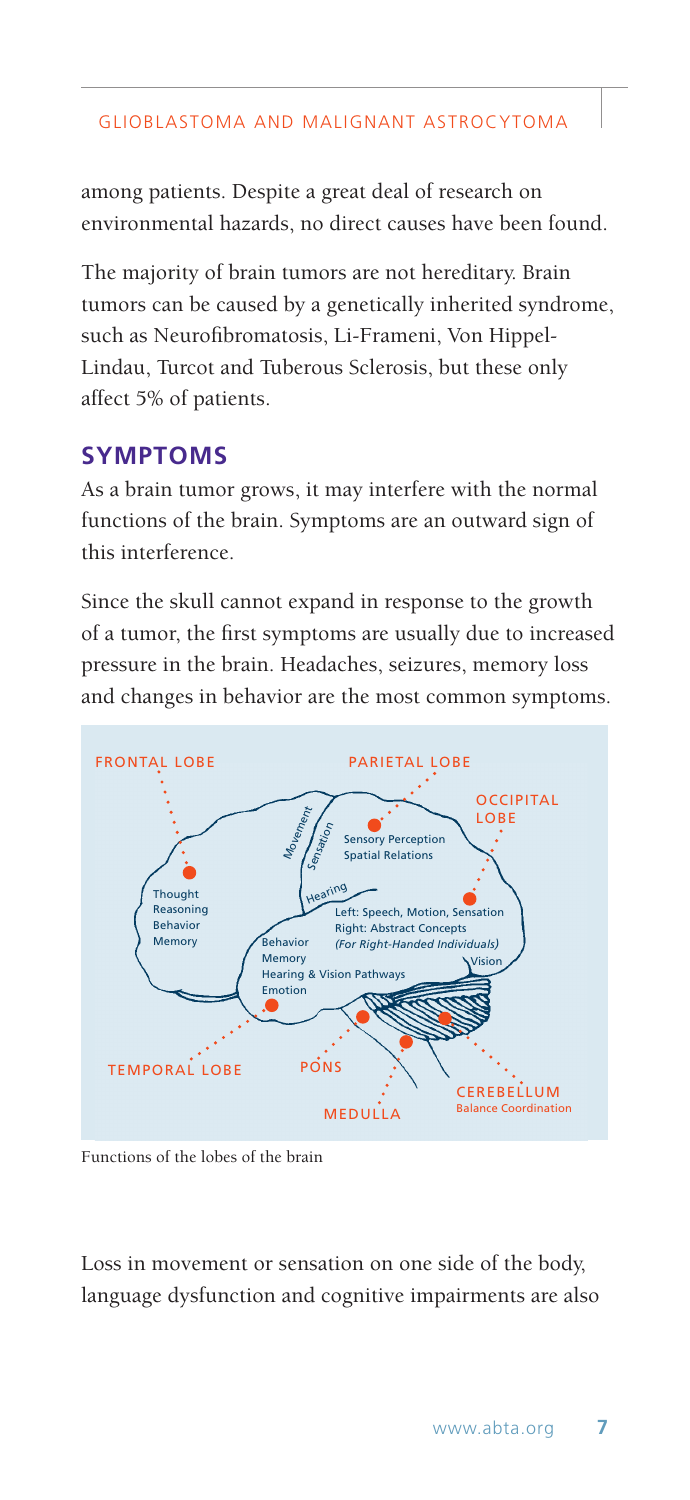among patients. Despite a great deal of research on environmental hazards, no direct causes have been found.

The majority of brain tumors are not hereditary. Brain tumors can be caused by a genetically inherited syndrome, such as Neurofibromatosis, Li-Frameni, Von Hippel-Lindau, Turcot and Tuberous Sclerosis, but these only affect 5% of patients.

## SYMPTOMS

As a brain tumor grows, it may interfere with the normal functions of the brain. Symptoms are an outward sign of this interference.

Since the skull cannot expand in response to the growth of a tumor, the first symptoms are usually due to increased pressure in the brain. Headaches, seizures, memory loss and changes in behavior are the most common symptoms.

Functions of the lobes of the brain

Loss in movement or sensation on one side of the body, language dysfunction and cognitive impairments are also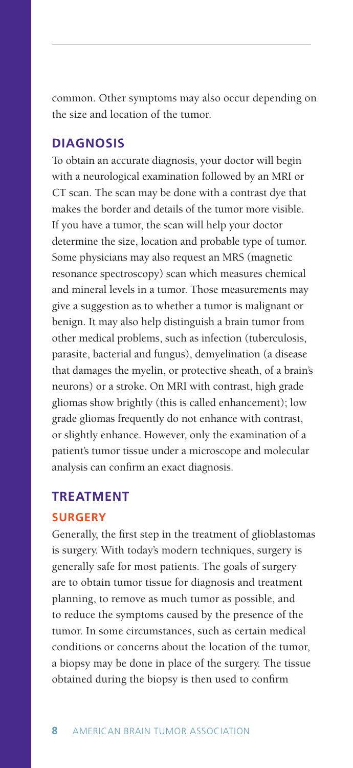common. Other symptoms may also occur depending on the size and location of the tumor.

## DIAGNOSIS

To obtain an accurate diagnosis, your doctor will begin with a neurological examination followed by an MRI or CT scan. The scan may be done with a contrast dye that makes the border and details of the tumor more visible. If you have a tumor, the scan will help your doctor determine the size, location and probable type of tumor. Some physicians may also request an MRS (magnetic resonance spectroscopy) scan which measures chemical and mineral levels in a tumor. Those measurements may give a suggestion as to whether a tumor is malignant or benign. It may also help distinguish a brain tumor from other medical problems, such as infection (tuberculosis, parasite, bacterial and fungus), demyelination (a disease that damages the myelin, or protective sheath, of a brain's neurons) or a stroke. On MRI with contrast, high grade gliomas show brightly (this is called enhancement); low grade gliomas frequently do not enhance with contrast, or slightly enhance. However, only the examination of a patient's tumor tissue under a microscope and molecular analysis can confirm an exact diagnosis.

## TREATMENT

### SURGERY

Generally, the first step in the treatment of glioblastomas is surgery. With today's modern techniques, surgery is generally safe for most patients. The goals of surgery are to obtain tumor tissue for diagnosis and treatment planning, to remove as much tumor as possible, and to reduce the symptoms caused by the presence of the tumor. In some circumstances, such as certain medical conditions or concerns about the location of the tumor, a biopsy may be done in place of the surgery. The tissue obtained during the biopsy is then used to confirm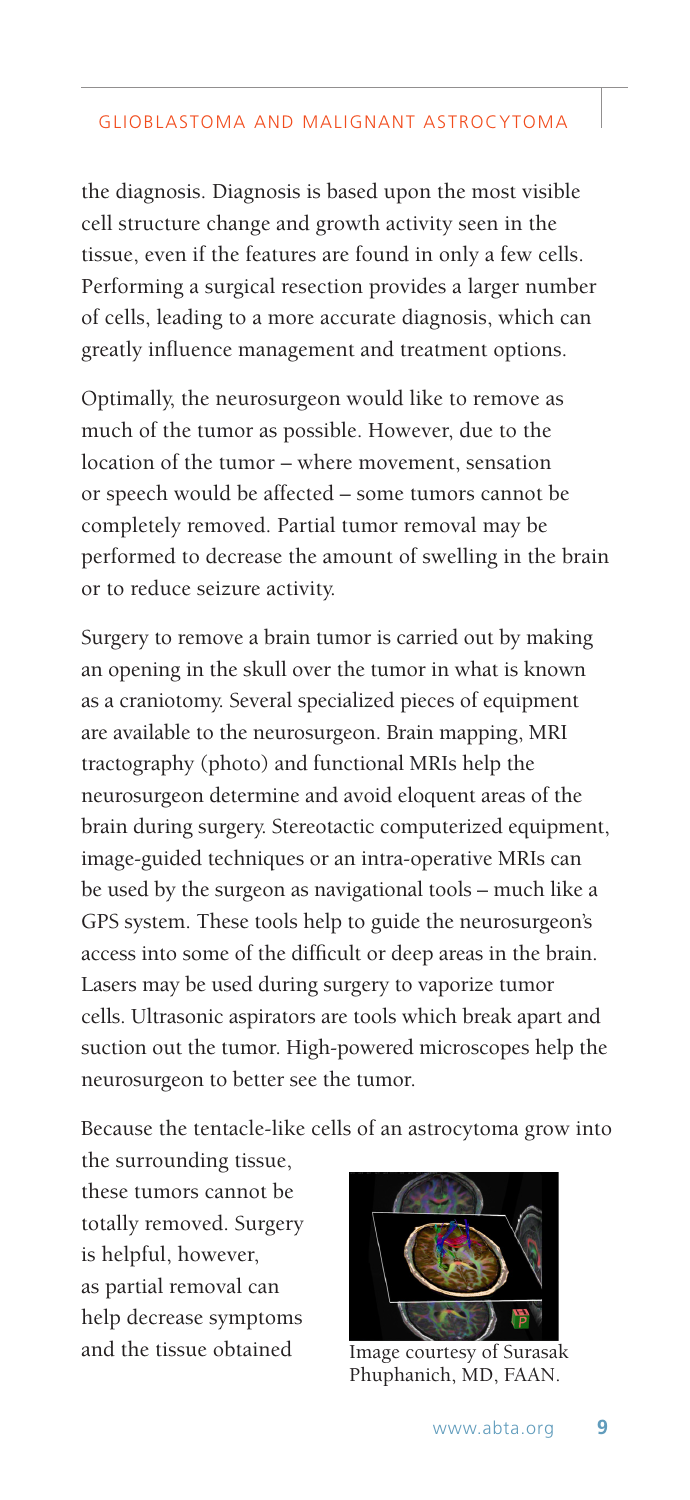the diagnosis. Diagnosis is based upon the most visible cell structure change and growth activity seen in the tissue, even if the features are found in only a few cells. Performing a surgical resection provides a larger number of cells, leading to a more accurate diagnosis, which can greatly influence management and treatment options.

Optimally, the neurosurgeon would like to remove as much of the tumor as possible. However, due to the location of the tumor – where movement, sensation or speech would be affected – some tumors cannot be completely removed. Partial tumor removal may be performed to decrease the amount of swelling in the brain or to reduce seizure activity.

Surgery to remove a brain tumor is carried out by making an opening in the skull over the tumor in what is known as a craniotomy. Several specialized pieces of equipment are available to the neurosurgeon. Brain mapping, MRI tractography (photo) and functional MRIs help the neurosurgeon determine and avoid eloquent areas of the brain during surgery. Stereotactic computerized equipment, image-guided techniques or an intra-operative MRIs can be used by the surgeon as navigational tools – much like a GPS system. These tools help to guide the neurosurgeon's access into some of the difficult or deep areas in the brain. Lasers may be used during surgery to vaporize tumor cells. Ultrasonic aspirators are tools which break apart and suction out the tumor. High-powered microscopes help the neurosurgeon to better see the tumor.

Because the tentacle-like cells of an astrocytoma grow into the surrounding tissue, these tumors cannot be totally removed. Surgery is helpful, however, as partial removal can help decrease symptoms and the tissue obtained

Image courtesy of Surasak Phuphanich, MD, FAAN.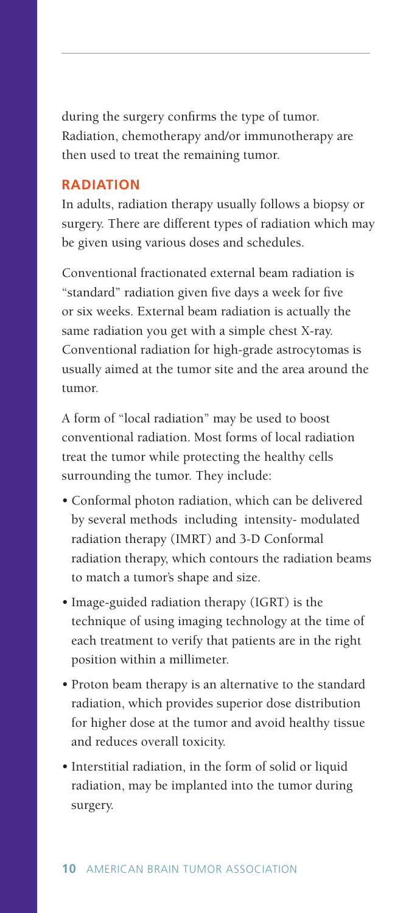during the surgery confirms the type of tumor. Radiation, chemotherapy and/or immunotherapy are then used to treat the remaining tumor.

## RADIATION

In adults, radiation therapy usually follows a biopsy or surgery. There are different types of radiation which may be given using various doses and schedules.

Conventional fractionated external beam radiation is "standard" radiation given five days a week for five or six weeks. External beam radiation is actually the same radiation you get with a simple chest X-ray. Conventional radiation for high-grade astrocytomas is usually aimed at the tumor site and the area around the tumor.

A form of "local radiation" may be used to boost conventional radiation. Most forms of local radiation treat the tumor while protecting the healthy cells surrounding the tumor. They include:

- Conformal photon radiation, which can be delivered by several methods including intensity- modulated radiation therapy (IMRT) and 3-D Conformal radiation therapy, which contours the radiation beams to match a tumor's shape and size.
- Image-guided radiation therapy (IGRT) is the technique of using imaging technology at the time of each treatment to verify that patients are in the right position within a millimeter.
- Proton beam therapy is an alternative to the standard radiation, which provides superior dose distribution for higher dose at the tumor and avoid healthy tissue and reduces overall toxicity.
- Interstitial radiation, in the form of solid or liquid radiation, may be implanted into the tumor during surgery.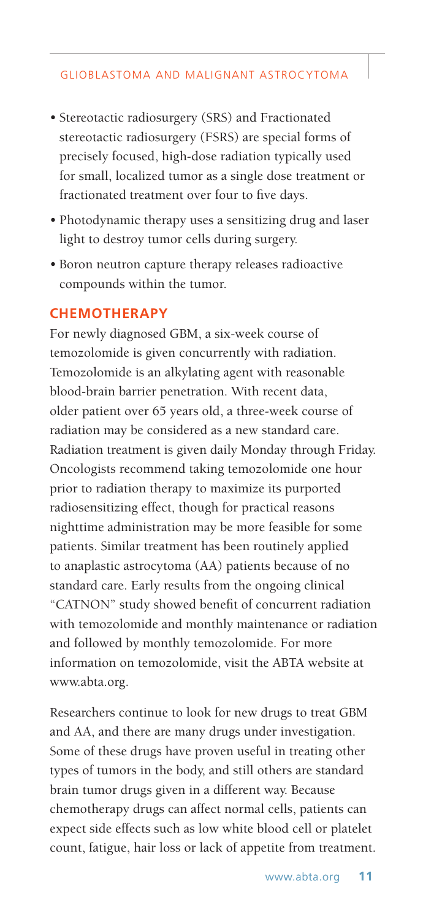- Stereotactic radiosurgery (SRS) and Fractionated stereotactic radiosurgery (FSRS) are special forms of precisely focused, high-dose radiation typically used for small, localized tumor as a single dose treatment or fractionated treatment over four to five days.
- Photodynamic therapy uses a sensitizing drug and laser light to destroy tumor cells during surgery.
- Boron neutron capture therapy releases radioactive compounds within the tumor.

## CHEMOTHERAPY

For newly diagnosed GBM, a six-week course of temozolomide is given concurrently with radiation. Temozolomide is an alkylating agent with reasonable blood-brain barrier penetration. With recent data, older patient over 65 years old, a three-week course of radiation may be considered as a new standard care. Radiation treatment is given daily Monday through Friday. Oncologists recommend taking temozolomide one hour prior to radiation therapy to maximize its purported radiosensitizing effect, though for practical reasons nighttime administration may be more feasible for some patients. Similar treatment has been routinely applied to anaplastic astrocytoma (AA) patients because of no standard care. Early results from the ongoing clinical "CATNON" study showed benefit of concurrent radiation with temozolomide and monthly maintenance or radiation and followed by monthly temozolomide. For more information on temozolomide, visit the ABTA website at www.abta.org.

Researchers continue to look for new drugs to treat GBM and AA, and there are many drugs under investigation. Some of these drugs have proven useful in treating other types of tumors in the body, and still others are standard brain tumor drugs given in a different way. Because chemotherapy drugs can affect normal cells, patients can expect side effects such as low white blood cell or platelet count, fatigue, hair loss or lack of appetite from treatment.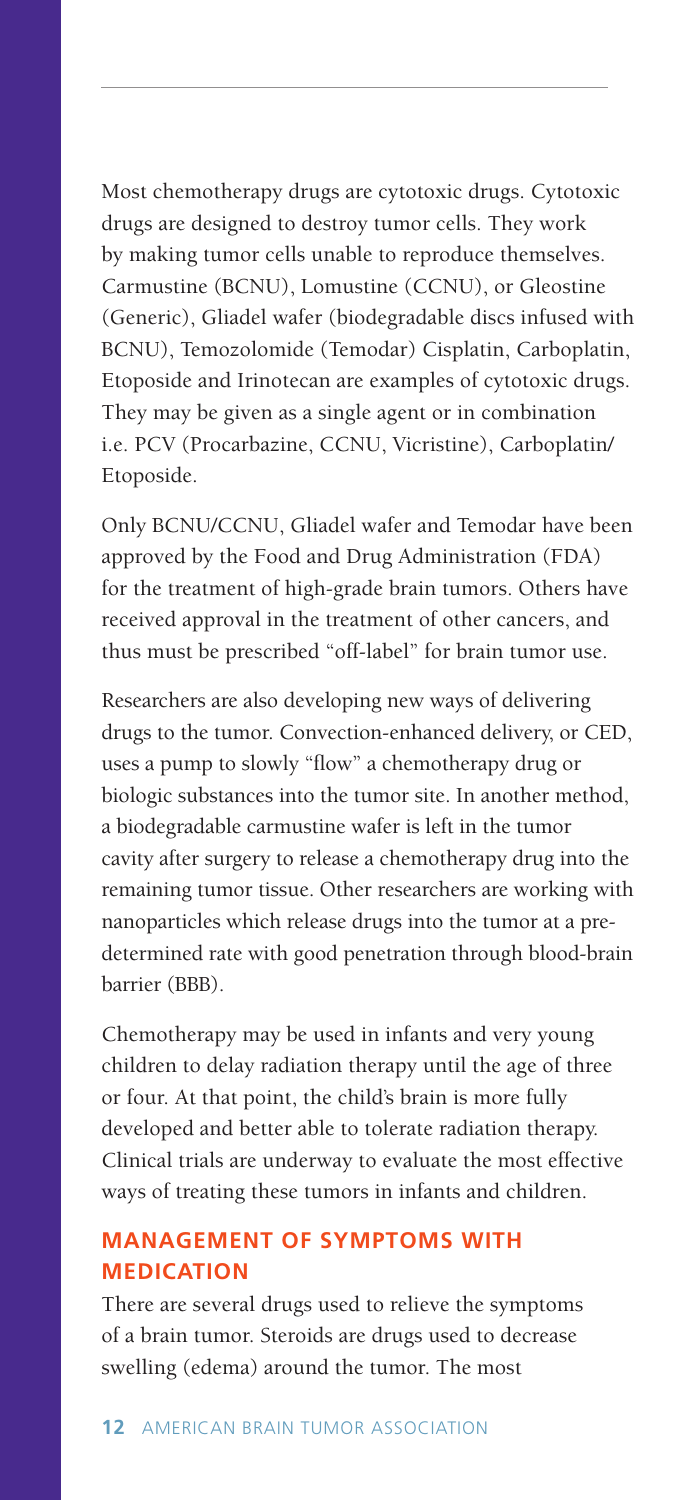Most chemotherapy drugs are cytotoxic drugs. Cytotoxic drugs are designed to destroy tumor cells. They work by making tumor cells unable to reproduce themselves. Carmustine (BCNU), Lomustine (CCNU), or Gleostine (Generic), Gliadel wafer (biodegradable discs infused with BCNU), Temozolomide (Temodar) Cisplatin, Carboplatin, Etoposide and Irinotecan are examples of cytotoxic drugs. They may be given as a single agent or in combination i.e. PCV (Procarbazine, CCNU, Vicristine), Carboplatin/Etoposide.

Only BCNU/CCNU, Gliadel wafer and Temodar have been approved by the Food and Drug Administration (FDA) for the treatment of high-grade brain tumors. Others have received approval in the treatment of other cancers, and thus must be prescribed "off-label" for brain tumor use.

Researchers are also developing new ways of delivering drugs to the tumor. Convection-enhanced delivery, or CED, uses a pump to slowly "flow" a chemotherapy drug or biologic substances into the tumor site. In another method, a biodegradable carmustine wafer is left in the tumor cavity after surgery to release a chemotherapy drug into the remaining tumor tissue. Other researchers are working with nanoparticles which release drugs into the tumor at a pre-determined rate with good penetration through blood-brain barrier (BBB).

Chemotherapy may be used in infants and very young children to delay radiation therapy until the age of three or four. At that point, the child's brain is more fully developed and better able to tolerate radiation therapy. Clinical trials are underway to evaluate the most effective ways of treating these tumors in infants and children.

## MANAGEMENT OF SYMPTOMS WITH MEDICATION

There are several drugs used to relieve the symptoms of a brain tumor. Steroids are drugs used to decrease swelling (edema) around the tumor. The most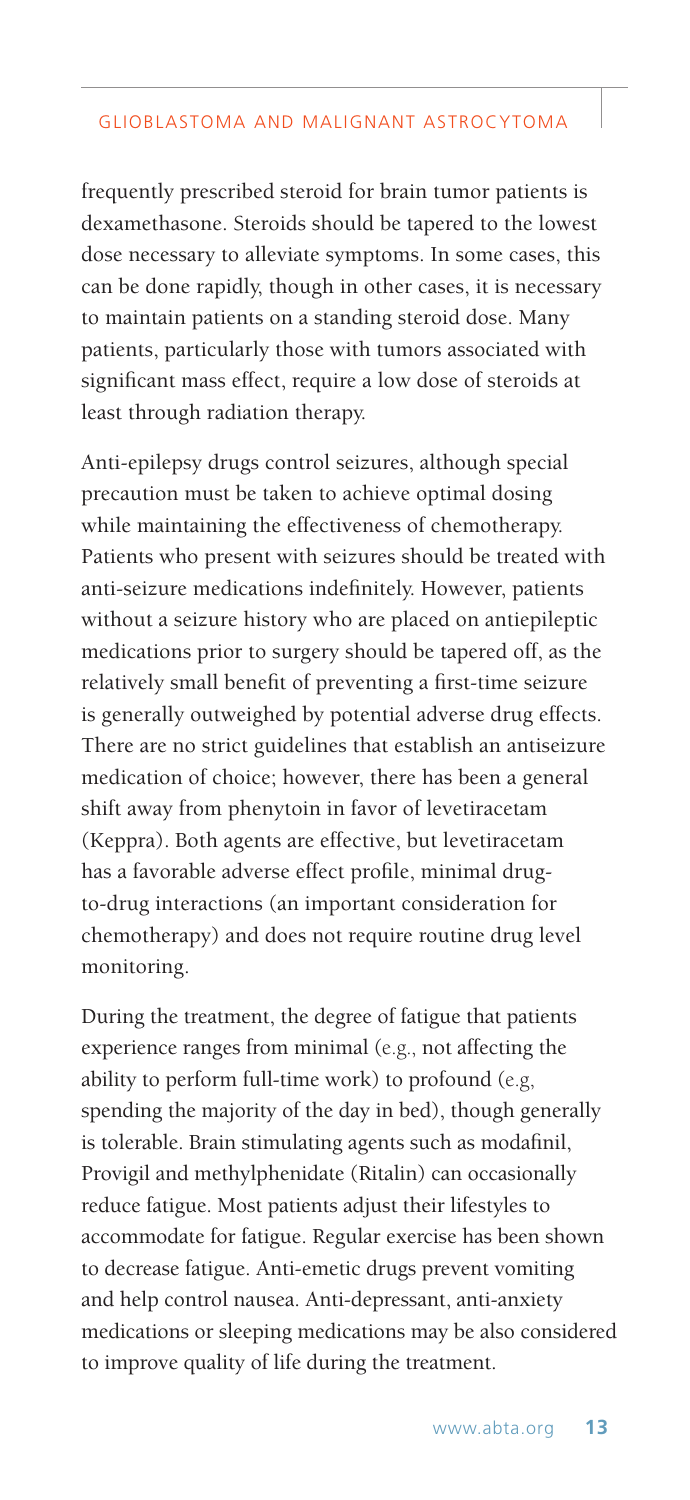frequently prescribed steroid for brain tumor patients is dexamethasone. Steroids should be tapered to the lowest dose necessary to alleviate symptoms. In some cases, this can be done rapidly, though in other cases, it is necessary to maintain patients on a standing steroid dose. Many patients, particularly those with tumors associated with significant mass effect, require a low dose of steroids at least through radiation therapy.

Anti-epilepsy drugs control seizures, although special precaution must be taken to achieve optimal dosing while maintaining the effectiveness of chemotherapy. Patients who present with seizures should be treated with anti-seizure medications indefinitely. However, patients without a seizure history who are placed on antiepileptic medications prior to surgery should be tapered off, as the relatively small benefit of preventing a first-time seizure is generally outweighed by potential adverse drug effects. There are no strict guidelines that establish an antiseizure medication of choice; however, there has been a general shift away from phenytoin in favor of levetiracetam (Keppra). Both agents are effective, but levetiracetam has a favorable adverse effect profile, minimal drug-to-drug interactions (an important consideration for chemotherapy) and does not require routine drug level monitoring.

During the treatment, the degree of fatigue that patients experience ranges from minimal (e.g., not affecting the ability to perform full-time work) to profound (e.g, spending the majority of the day in bed), though generally is tolerable. Brain stimulating agents such as modafinil, Provigil and methylphenidate (Ritalin) can occasionally reduce fatigue. Most patients adjust their lifestyles to accommodate for fatigue. Regular exercise has been shown to decrease fatigue. Anti-emetic drugs prevent vomiting and help control nausea. Anti-depressant, anti-anxiety medications or sleeping medications may be also considered to improve quality of life during the treatment.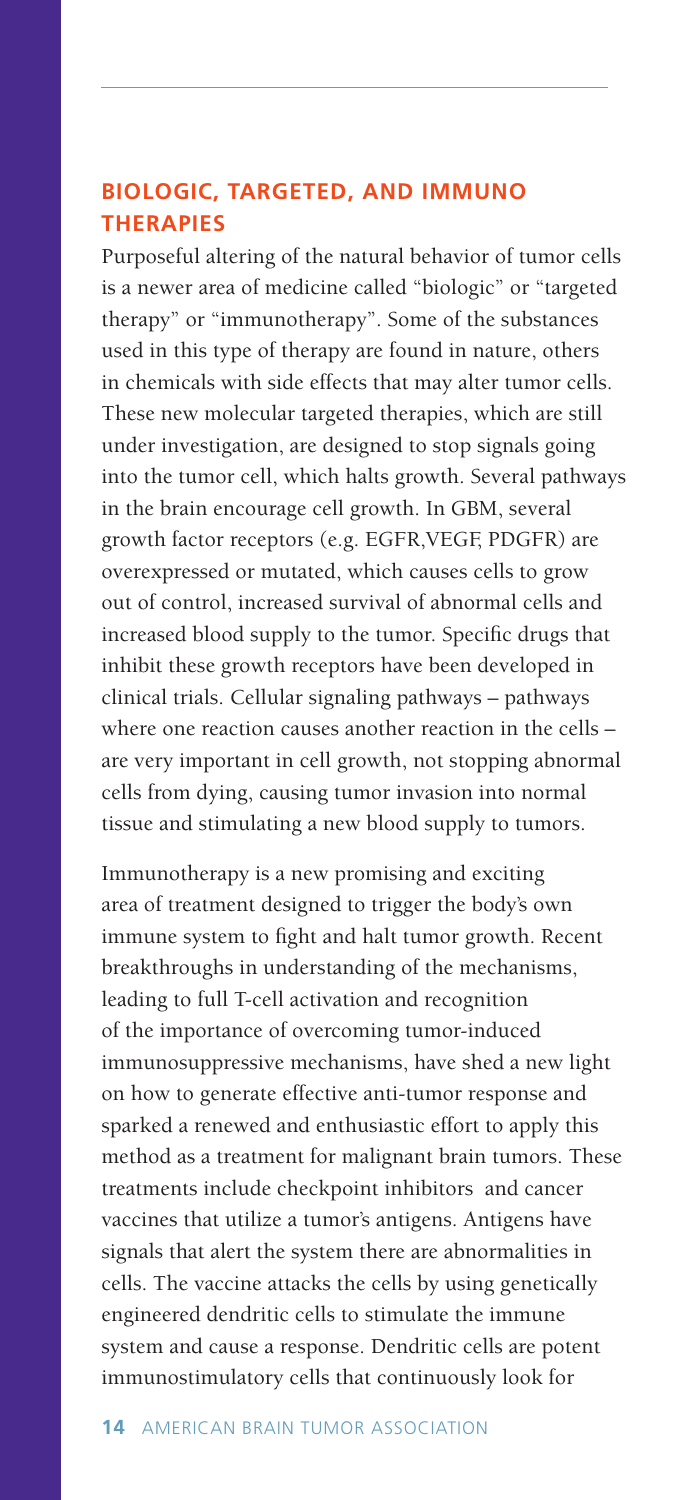## BIOLOGIC, TARGETED, AND IMMUNO THERAPIES

Purposeful altering of the natural behavior of tumor cells is a newer area of medicine called "biologic" or "targeted therapy" or "immunotherapy". Some of the substances used in this type of therapy are found in nature, others in chemicals with side effects that may alter tumor cells. These new molecular targeted therapies, which are still under investigation, are designed to stop signals going into the tumor cell, which halts growth. Several pathways in the brain encourage cell growth. In GBM, several growth factor receptors (e.g. EGFR,VEGF, PDGFR) are overexpressed or mutated, which causes cells to grow out of control, increased survival of abnormal cells and increased blood supply to the tumor. Specific drugs that inhibit these growth receptors have been developed in clinical trials. Cellular signaling pathways – pathways where one reaction causes another reaction in the cells – are very important in cell growth, not stopping abnormal cells from dying, causing tumor invasion into normal tissue and stimulating a new blood supply to tumors.

Immunotherapy is a new promising and exciting area of treatment designed to trigger the body's own immune system to fight and halt tumor growth. Recent breakthroughs in understanding of the mechanisms, leading to full T-cell activation and recognition of the importance of overcoming tumor-induced immunosuppressive mechanisms, have shed a new light on how to generate effective anti-tumor response and sparked a renewed and enthusiastic effort to apply this method as a treatment for malignant brain tumors. These treatments include checkpoint inhibitors and cancer vaccines that utilize a tumor's antigens. Antigens have signals that alert the system there are abnormalities in cells. The vaccine attacks the cells by using genetically engineered dendritic cells to stimulate the immune system and cause a response. Dendritic cells are potent immunostimulatory cells that continuously look for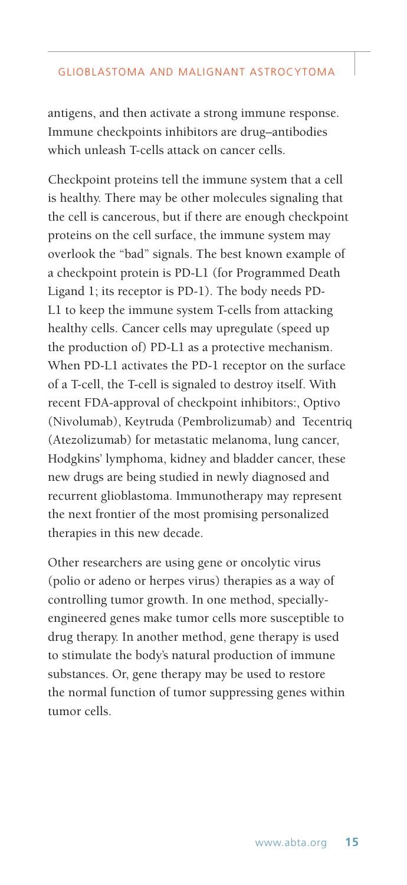antigens, and then activate a strong immune response. Immune checkpoints inhibitors are drug–antibodies which unleash T-cells attack on cancer cells.

Checkpoint proteins tell the immune system that a cell is healthy. There may be other molecules signaling that the cell is cancerous, but if there are enough checkpoint proteins on the cell surface, the immune system may overlook the "bad" signals. The best known example of a checkpoint protein is PD-L1 (for Programmed Death Ligand 1; its receptor is PD-1). The body needs PD-L1 to keep the immune system T-cells from attacking healthy cells. Cancer cells may upregulate (speed up the production of) PD-L1 as a protective mechanism. When PD-L1 activates the PD-1 receptor on the surface of a T-cell, the T-cell is signaled to destroy itself. With recent FDA-approval of checkpoint inhibitors:, Optivo (Nivolumab), Keytruda (Pembrolizumab) and Tecentriq (Atezolizumab) for metastatic melanoma, lung cancer, Hodgkins' lymphoma, kidney and bladder cancer, these new drugs are being studied in newly diagnosed and recurrent glioblastoma. Immunotherapy may represent the next frontier of the most promising personalized therapies in this new decade.

Other researchers are using gene or oncolytic virus (polio or adeno or herpes virus) therapies as a way of controlling tumor growth. In one method, specially-engineered genes make tumor cells more susceptible to drug therapy. In another method, gene therapy is used to stimulate the body's natural production of immune substances. Or, gene therapy may be used to restore the normal function of tumor suppressing genes within tumor cells.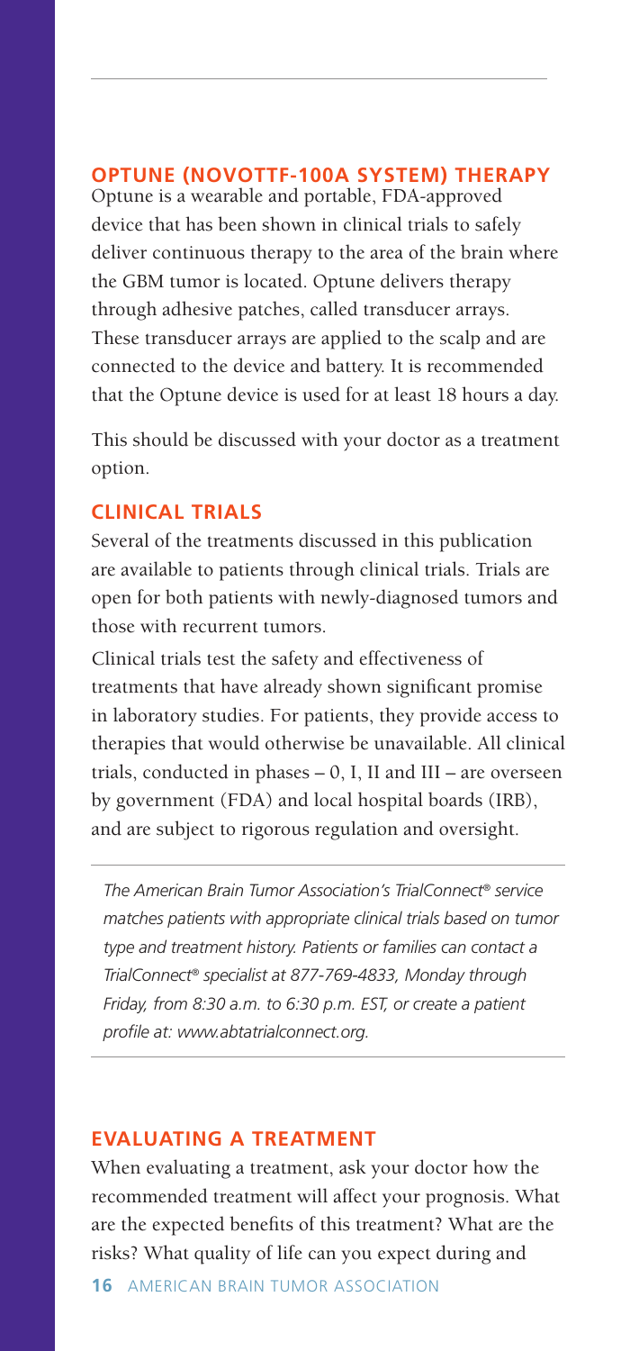## OPTUNE (NOVOTTF-100A SYSTEM) THERAPY

Optune is a wearable and portable, FDA-approved device that has been shown in clinical trials to safely deliver continuous therapy to the area of the brain where the GBM tumor is located. Optune delivers therapy through adhesive patches, called transducer arrays. These transducer arrays are applied to the scalp and are connected to the device and battery. It is recommended that the Optune device is used for at least 18 hours a day.

This should be discussed with your doctor as a treatment option.

## CLINICAL TRIALS

Several of the treatments discussed in this publication are available to patients through clinical trials. Trials are open for both patients with newly-diagnosed tumors and those with recurrent tumors.

Clinical trials test the safety and effectiveness of treatments that have already shown significant promise in laboratory studies. For patients, they provide access to therapies that would otherwise be unavailable. All clinical trials, conducted in phases – 0, I, II and III – are overseen by government (FDA) and local hospital boards (IRB), and are subject to rigorous regulation and oversight.

---

*The American Brain Tumor Association's TrialConnect® service matches patients with appropriate clinical trials based on tumor type and treatment history. Patients or families can contact a TrialConnect® specialist at 877-769-4833, Monday through Friday, from 8:30 a.m. to 6:30 p.m. EST, or create a patient profile at: www.abtatrialconnect.org.*

---

## EVALUATING A TREATMENT

When evaluating a treatment, ask your doctor how the recommended treatment will affect your prognosis. What are the expected benefits of this treatment? What are the risks? What quality of life can you expect during and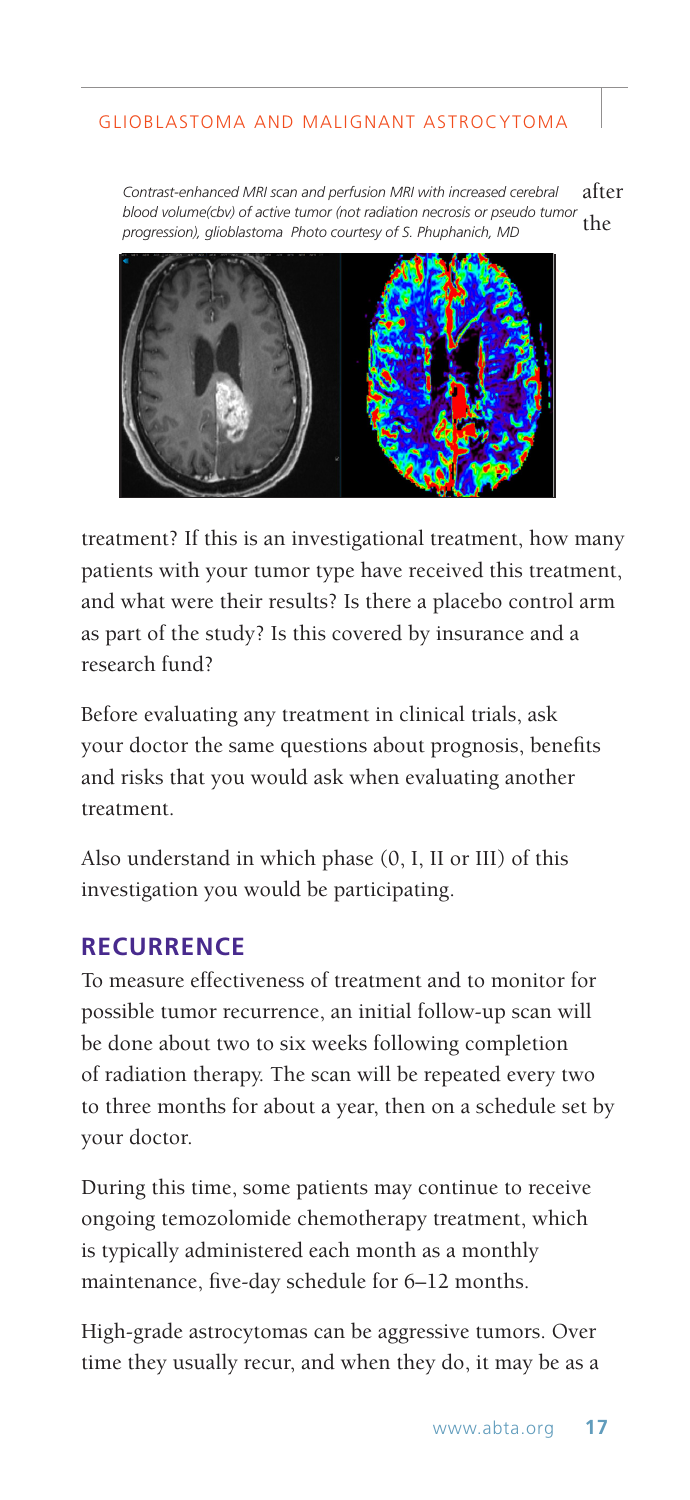*Contrast-enhanced MRI scan and perfusion MRI with increased cerebral blood volume(cbv) of active tumor (not radiation necrosis or pseudo tumor progression), glioblastoma Photo courtesy of S. Phuphanich, MD*

after the treatment? If this is an investigational treatment, how many patients with your tumor type have received this treatment, and what were their results? Is there a placebo control arm as part of the study? Is this covered by insurance and a research fund?

Before evaluating any treatment in clinical trials, ask your doctor the same questions about prognosis, benefits and risks that you would ask when evaluating another treatment.

Also understand in which phase (0, I, II or III) of this investigation you would be participating.

## RECURRENCE

To measure effectiveness of treatment and to monitor for possible tumor recurrence, an initial follow-up scan will be done about two to six weeks following completion of radiation therapy. The scan will be repeated every two to three months for about a year, then on a schedule set by your doctor.

During this time, some patients may continue to receive ongoing temozolomide chemotherapy treatment, which is typically administered each month as a monthly maintenance, five-day schedule for 6–12 months.

High-grade astrocytomas can be aggressive tumors. Over time they usually recur, and when they do, it may be as a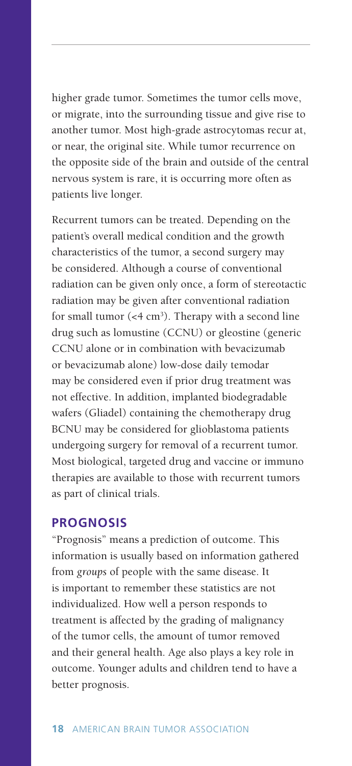higher grade tumor. Sometimes the tumor cells move, or migrate, into the surrounding tissue and give rise to another tumor. Most high-grade astrocytomas recur at, or near, the original site. While tumor recurrence on the opposite side of the brain and outside of the central nervous system is rare, it is occurring more often as patients live longer.

Recurrent tumors can be treated. Depending on the patient's overall medical condition and the growth characteristics of the tumor, a second surgery may be considered. Although a course of conventional radiation can be given only once, a form of stereotactic radiation may be given after conventional radiation for small tumor (<4 $cm^3$). Therapy with a second line drug such as lomustine (CCNU) or gleostine (generic CCNU alone or in combination with bevacizumab or bevacizumab alone) low-dose daily temodar may be considered even if prior drug treatment was not effective. In addition, implanted biodegradable wafers (Gliadel) containing the chemotherapy drug BCNU may be considered for glioblastoma patients undergoing surgery for removal of a recurrent tumor. Most biological, targeted drug and vaccine or immuno therapies are available to those with recurrent tumors as part of clinical trials.

## PROGNOSIS

"Prognosis" means a prediction of outcome. This information is usually based on information gathered from *groups* of people with the same disease. It is important to remember these statistics are not individualized. How well a person responds to treatment is affected by the grading of malignancy of the tumor cells, the amount of tumor removed and their general health. Age also plays a key role in outcome. Younger adults and children tend to have a better prognosis.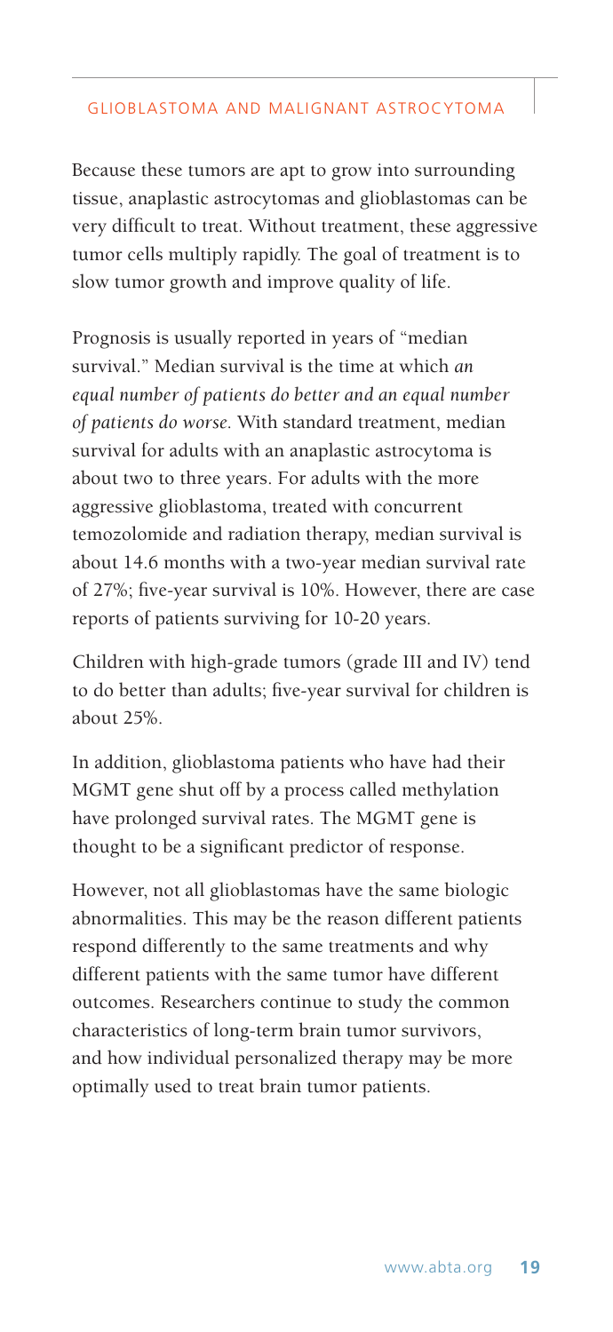Because these tumors are apt to grow into surrounding tissue, anaplastic astrocytomas and glioblastomas can be very difficult to treat. Without treatment, these aggressive tumor cells multiply rapidly. The goal of treatment is to slow tumor growth and improve quality of life.

Prognosis is usually reported in years of "median survival." Median survival is the time at which *an equal number of patients do better and an equal number of patients do worse.* With standard treatment, median survival for adults with an anaplastic astrocytoma is about two to three years. For adults with the more aggressive glioblastoma, treated with concurrent temozolomide and radiation therapy, median survival is about 14.6 months with a two-year median survival rate of 27%; five-year survival is 10%. However, there are case reports of patients surviving for 10-20 years.

Children with high-grade tumors (grade III and IV) tend to do better than adults; five-year survival for children is about 25%.

In addition, glioblastoma patients who have had their MGMT gene shut off by a process called methylation have prolonged survival rates. The MGMT gene is thought to be a significant predictor of response.

However, not all glioblastomas have the same biologic abnormalities. This may be the reason different patients respond differently to the same treatments and why different patients with the same tumor have different outcomes. Researchers continue to study the common characteristics of long-term brain tumor survivors, and how individual personalized therapy may be more optimally used to treat brain tumor patients.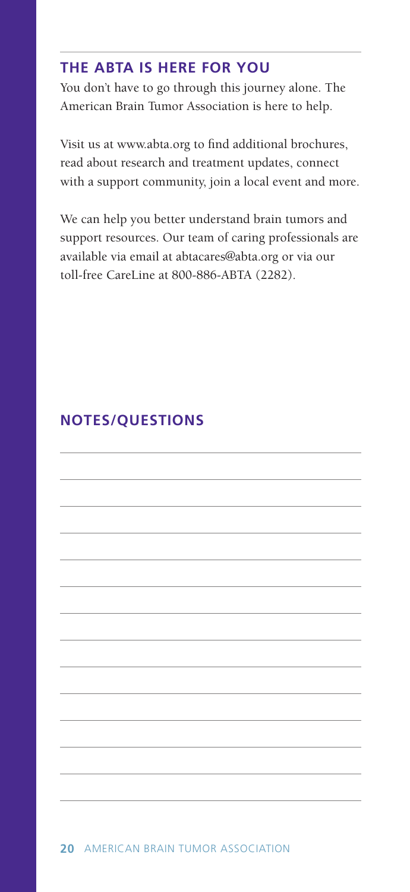## THE ABTA IS HERE FOR YOU

You don't have to go through this journey alone. The American Brain Tumor Association is here to help.

Visit us at www.abta.org to find additional brochures, read about research and treatment updates, connect with a support community, join a local event and more.

We can help you better understand brain tumors and support resources. Our team of caring professionals are available via email at abtacares@abta.org or via our toll-free CareLine at 800-886-ABTA (2282).

## NOTES/QUESTIONS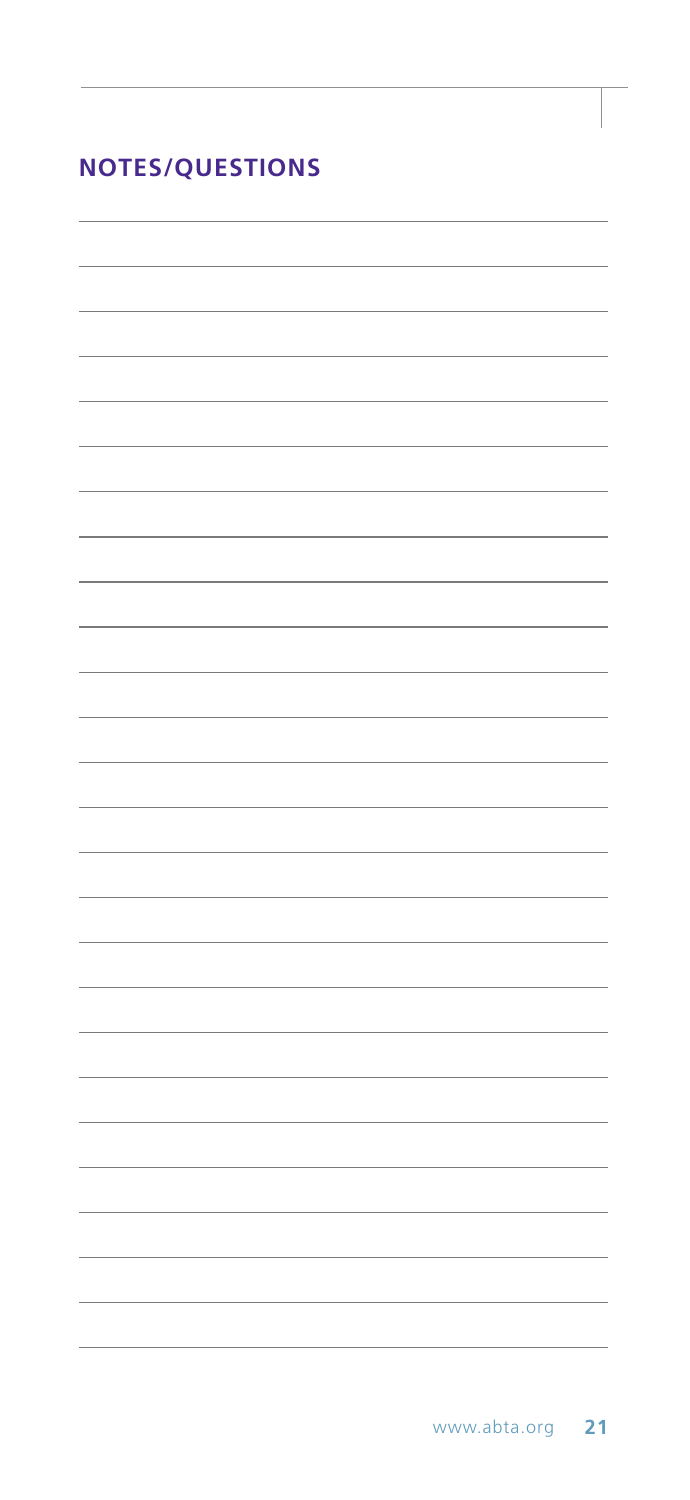## NOTES/QUESTIONS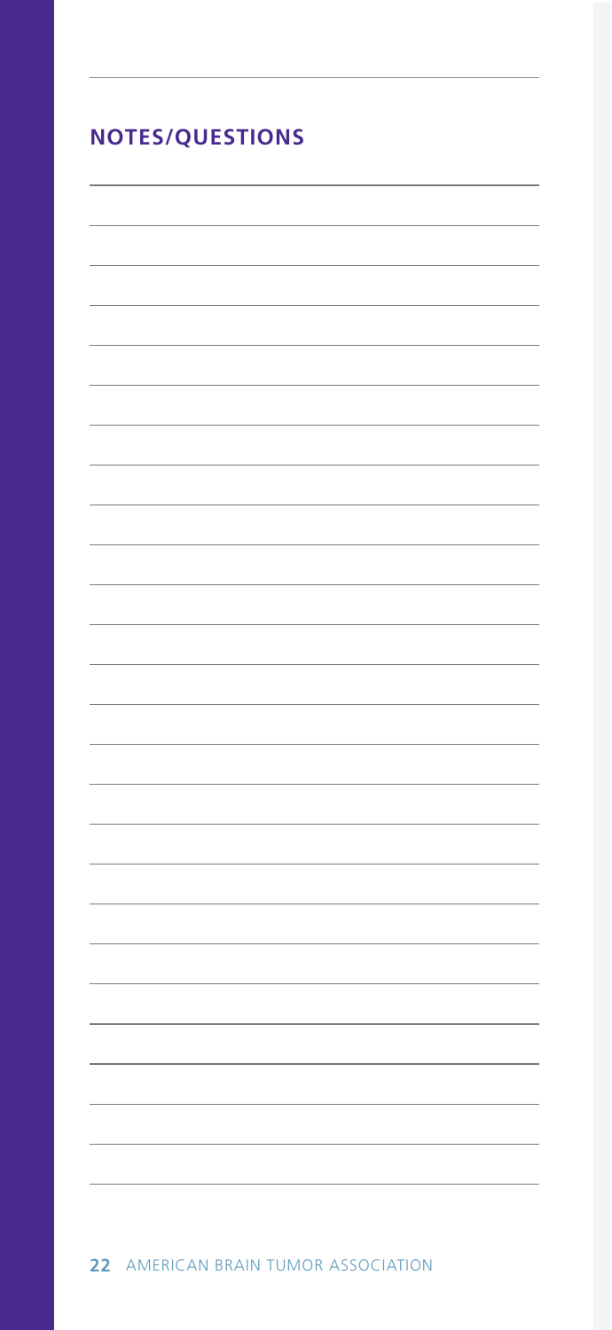## NOTES/QUESTIONS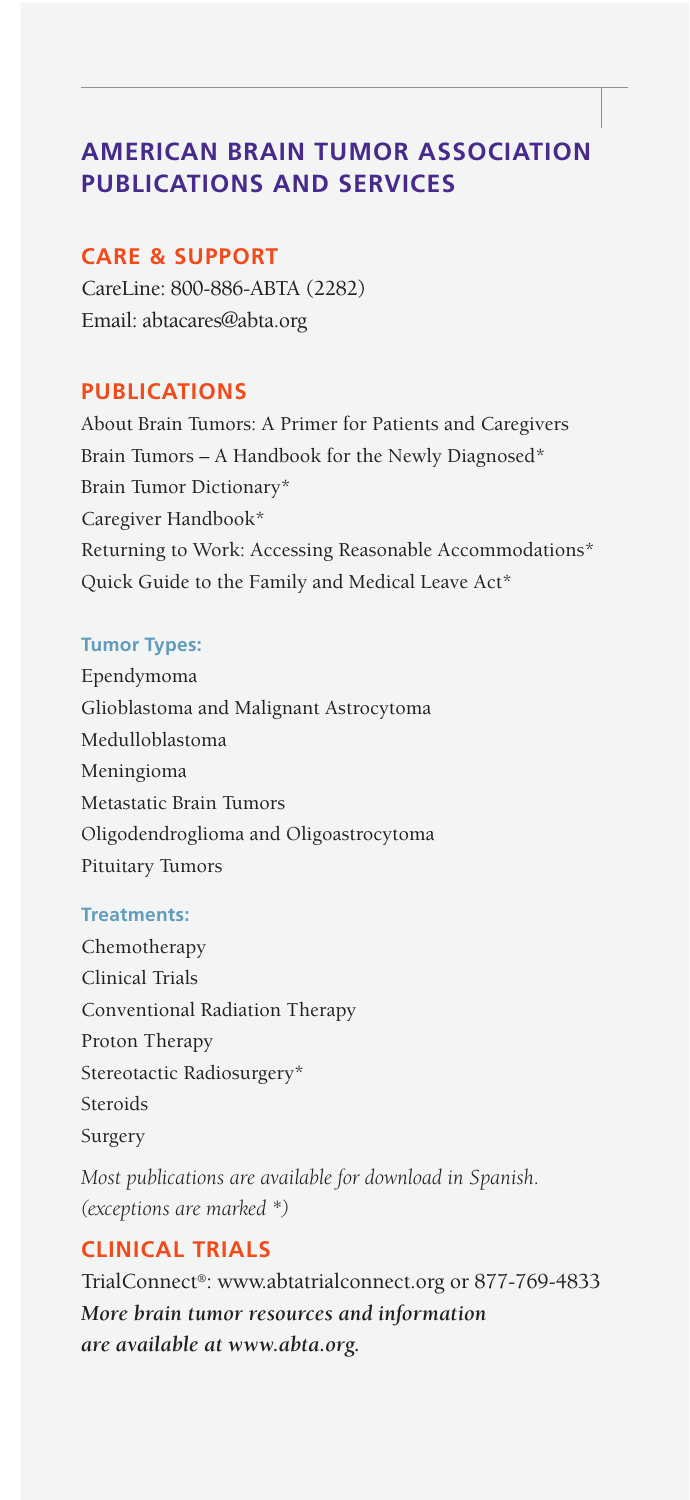# AMERICAN BRAIN TUMOR ASSOCIATION PUBLICATIONS AND SERVICES

## CARE & SUPPORT

CareLine: 800-886-ABTA (2282)
Email: abtacares@abta.org

## PUBLICATIONS

About Brain Tumors: A Primer for Patients and Caregivers
Brain Tumors – A Handbook for the Newly Diagnosed*
Brain Tumor Dictionary*
Caregiver Handbook*
Returning to Work: Accessing Reasonable Accommodations*
Quick Guide to the Family and Medical Leave Act*

### Tumor Types:

Ependymoma
Glioblastoma and Malignant Astrocytoma
Medulloblastoma
Meningioma
Metastatic Brain Tumors
Oligodendroglioma and Oligoastrocytoma
Pituitary Tumors

### Treatments:

Chemotherapy
Clinical Trials
Conventional Radiation Therapy
Proton Therapy
Stereotactic Radiosurgery*
Steroids
Surgery

*Most publications are available for download in Spanish. (exceptions are marked *)*

## CLINICAL TRIALS

TrialConnect®: www.abtatrialconnect.org or 877-769-4833

***More brain tumor resources and information are available at www.abta.org.***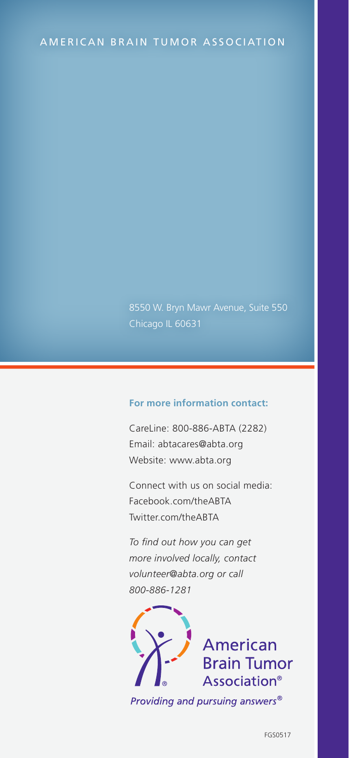AMERICAN BRAIN TUMOR ASSOCIATION

8550 W. Bryn Mawr Avenue, Suite 550
Chicago IL 60631

**For more information contact:**

CareLine: 800-886-ABTA (2282)
Email: abtacares@abta.org
Website: www.abta.org

Connect with us on social media:
Facebook.com/theABTA
Twitter.com/theABTA

*To find out how you can get more involved locally, contact volunteer@abta.org or call 800-886-1281*

American Brain Tumor Association®

*Providing and pursuing answers®*

FGS0517